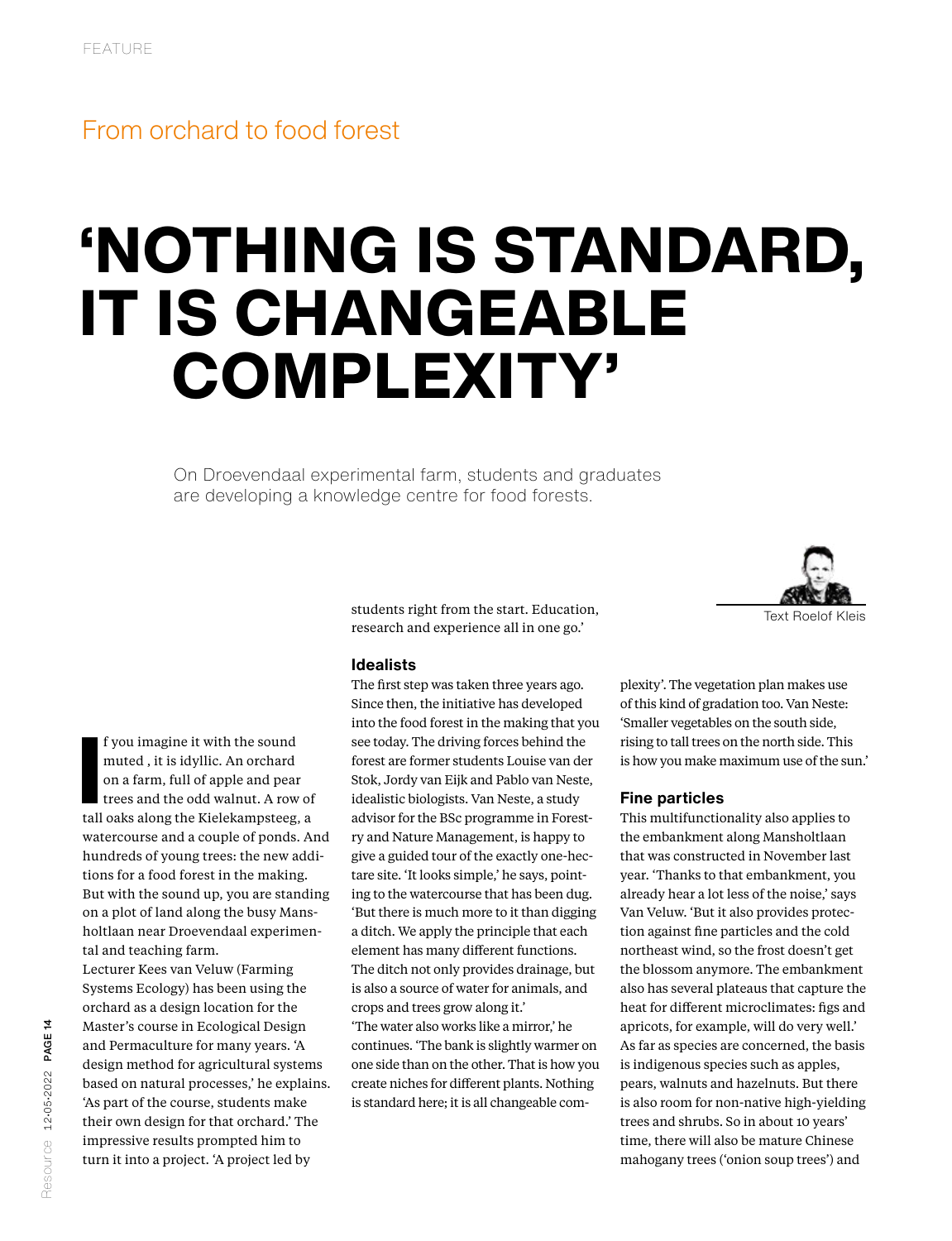FEATURE

From orchard to food forest

# 'NOTHING IS STANDARD, IT IS CHANGEABLE COMPLEXITY'

On Droevendaal experimental farm, students and graduates are developing a knowledge centre for food forests.

Text Roelof Kleis

If you imagine it with the sound muted , it is idyllic. An orchard on a farm, full of apple and pear trees and the odd walnut. A row of tall oaks along the Kielekampsteeg, a watercourse and a couple of ponds. And hundreds of young trees: the new additions for a food forest in the making. But with the sound up, you are standing on a plot of land along the busy Mansholtlaan near Droevendaal experimental and teaching farm.

Lecturer Kees van Veluw (Farming Systems Ecology) has been using the orchard as a design location for the Master's course in Ecological Design and Permaculture for many years. 'A design method for agricultural systems based on natural processes,' he explains. 'As part of the course, students make their own design for that orchard.' The impressive results prompted him to turn it into a project. 'A project led by students right from the start. Education, research and experience all in one go.'

## Idealists

The first step was taken three years ago. Since then, the initiative has developed into the food forest in the making that you see today. The driving forces behind the forest are former students Louise van der Stok, Jordy van Eijk and Pablo van Neste, idealistic biologists. Van Neste, a study advisor for the BSc programme in Forestry and Nature Management, is happy to give a guided tour of the exactly one-hectare site. 'It looks simple,' he says, pointing to the watercourse that has been dug. 'But there is much more to it than digging a ditch. We apply the principle that each element has many different functions. The ditch not only provides drainage, but is also a source of water for animals, and crops and trees grow along it.'

'The water also works like a mirror,' he continues. 'The bank is slightly warmer on one side than on the other. That is how you create niches for different plants. Nothing is standard here; it is all changeable complexity'. The vegetation plan makes use of this kind of gradation too. Van Neste: 'Smaller vegetables on the south side, rising to tall trees on the north side. This is how you make maximum use of the sun.'

## Fine particles

This multifunctionality also applies to the embankment along Mansholtlaan that was constructed in November last year. 'Thanks to that embankment, you already hear a lot less of the noise,' says Van Veluw. 'But it also provides protection against fine particles and the cold northeast wind, so the frost doesn't get the blossom anymore. The embankment also has several plateaus that capture the heat for different microclimates: figs and apricots, for example, will do very well.'

As far as species are concerned, the basis is indigenous species such as apples, pears, walnuts and hazelnuts. But there is also room for non-native high-yielding trees and shrubs. So in about 10 years' time, there will also be mature Chinese mahogany trees ('onion soup trees') and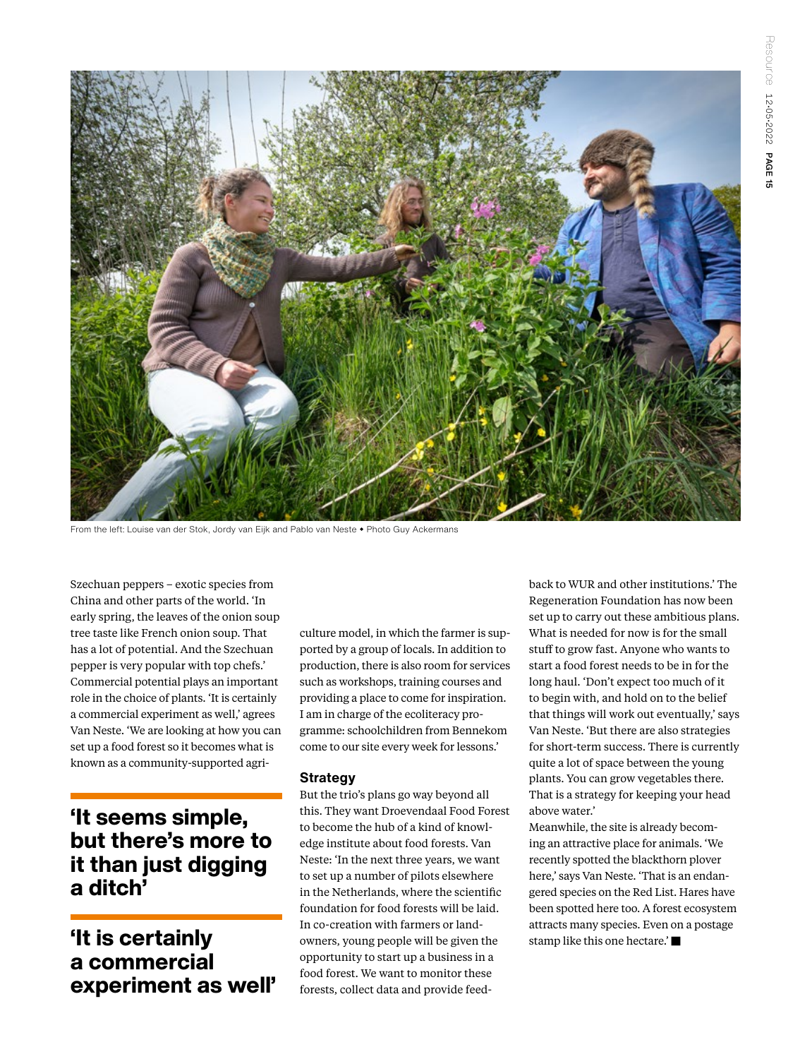From the left: Louise van der Stok, Jordy van Eijk and Pablo van Neste • Photo Guy Ackermans

Szechuan peppers – exotic species from China and other parts of the world. 'In early spring, the leaves of the onion soup tree taste like French onion soup. That has a lot of potential. And the Szechuan pepper is very popular with top chefs.' Commercial potential plays an important role in the choice of plants. 'It is certainly a commercial experiment as well,' agrees Van Neste. 'We are looking at how you can set up a food forest so it becomes what is known as a community-supported agriculture model, in which the farmer is supported by a group of locals. In addition to production, there is also room for services such as workshops, training courses and providing a place to come for inspiration. I am in charge of the ecoliteracy programme: schoolchildren from Bennekom come to our site every week for lessons.'

**'It seems simple, but there's more to it than just digging a ditch'**

**'It is certainly a commercial experiment as well'**

### Strategy

But the trio's plans go way beyond all this. They want Droevendaal Food Forest to become the hub of a kind of knowledge institute about food forests. Van Neste: 'In the next three years, we want to set up a number of pilots elsewhere in the Netherlands, where the scientific foundation for food forests will be laid. In co-creation with farmers or landowners, young people will be given the opportunity to start up a business in a food forest. We want to monitor these forests, collect data and provide feedback to WUR and other institutions.' The Regeneration Foundation has now been set up to carry out these ambitious plans. What is needed for now is for the small stuff to grow fast. Anyone who wants to start a food forest needs to be in for the long haul. 'Don't expect too much of it to begin with, and hold on to the belief that things will work out eventually,' says Van Neste. 'But there are also strategies for short-term success. There is currently quite a lot of space between the young plants. You can grow vegetables there. That is a strategy for keeping your head above water.'

Meanwhile, the site is already becoming an attractive place for animals. 'We recently spotted the blackthorn plover here,' says Van Neste. 'That is an endangered species on the Red List. Hares have been spotted here too. A forest ecosystem attracts many species. Even on a postage stamp like this one hectare.' ■